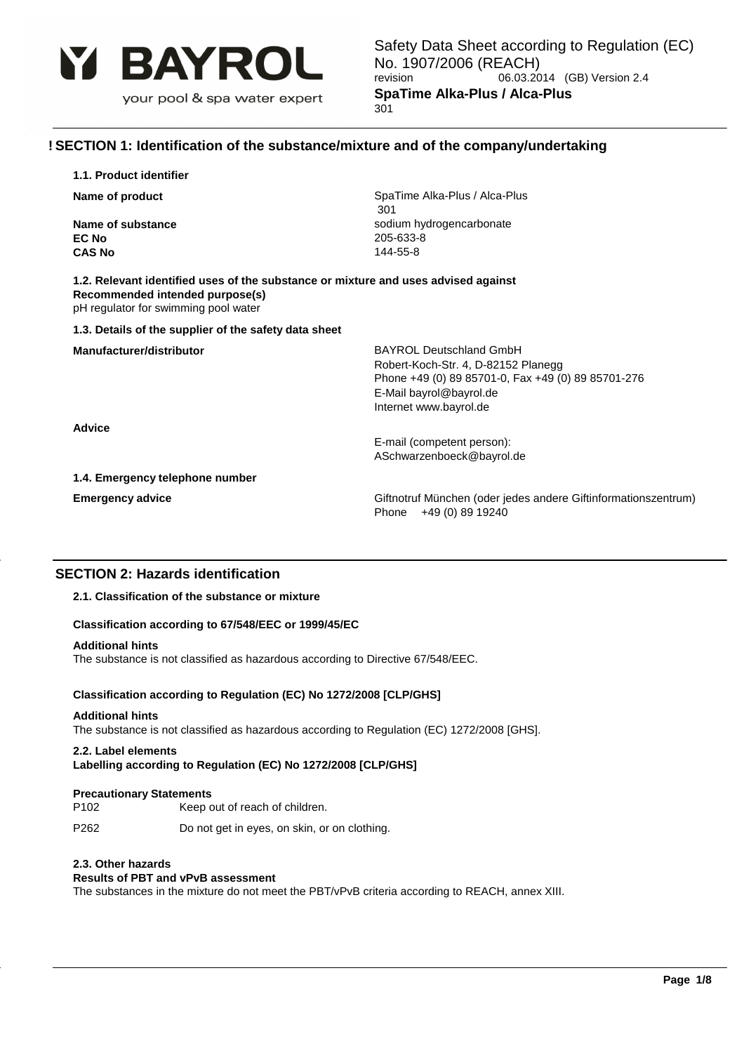Safety Data Sheet according to Regulation (EC) No. 1907/2006 (REACH)
revision 06.03.2014 (GB) Version 2.4
**SpaTime Alka-Plus / Alca-Plus**
301

## ! SECTION 1: Identification of the substance/mixture and of the company/undertaking

### 1.1. Product identifier

**Name of product**
SpaTime Alka-Plus / Alca-Plus 301

**Name of substance** sodium hydrogencarbonate
**EC No** 205-633-8
**CAS No** 144-55-8

### 1.2. Relevant identified uses of the substance or mixture and uses advised against

**Recommended intended purpose(s)**
pH regulator for swimming pool water

### 1.3. Details of the supplier of the safety data sheet

**Manufacturer/distributor**
BAYROL Deutschland GmbH
Robert-Koch-Str. 4, D-82152 Planegg
Phone +49 (0) 89 85701-0, Fax +49 (0) 89 85701-276
E-Mail bayrol@bayrol.de
Internet www.bayrol.de

**Advice**
E-mail (competent person):
ASchwarzenboeck@bayrol.de

### 1.4. Emergency telephone number

**Emergency advice**
Giftnotruf München (oder jedes andere Giftinformationszentrum)
Phone +49 (0) 89 19240

## SECTION 2: Hazards identification

### 2.1. Classification of the substance or mixture

**Classification according to 67/548/EEC or 1999/45/EC**

**Additional hints**
The substance is not classified as hazardous according to Directive 67/548/EEC.

**Classification according to Regulation (EC) No 1272/2008 [CLP/GHS]**

**Additional hints**
The substance is not classified as hazardous according to Regulation (EC) 1272/2008 [GHS].

### 2.2. Label elements

**Labelling according to Regulation (EC) No 1272/2008 [CLP/GHS]**

**Precautionary Statements**

P102 Keep out of reach of children.

P262 Do not get in eyes, on skin, or on clothing.

### 2.3. Other hazards

**Results of PBT and vPvB assessment**
The substances in the mixture do not meet the PBT/vPvB criteria according to REACH, annex XIII.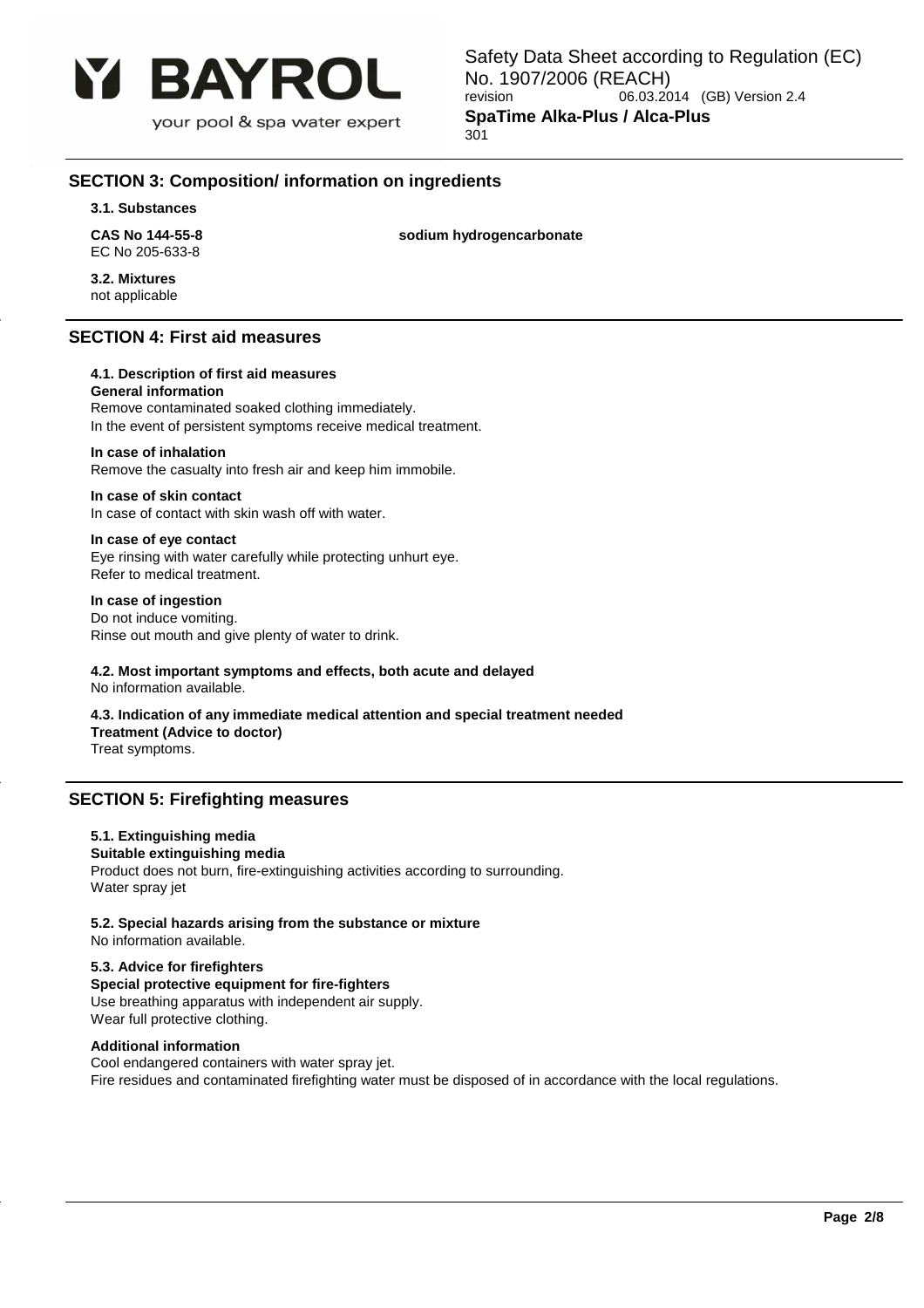## SECTION 3: Composition/ information on ingredients

### 3.1. Substances

**CAS No 144-55-8** **sodium hydrogencarbonate**
EC No 205-633-8

**3.2. Mixtures**
not applicable

## SECTION 4: First aid measures

### 4.1. Description of first aid measures

**General information**
Remove contaminated soaked clothing immediately.
In the event of persistent symptoms receive medical treatment.

**In case of inhalation**
Remove the casualty into fresh air and keep him immobile.

**In case of skin contact**
In case of contact with skin wash off with water.

**In case of eye contact**
Eye rinsing with water carefully while protecting unhurt eye.
Refer to medical treatment.

**In case of ingestion**
Do not induce vomiting.
Rinse out mouth and give plenty of water to drink.

### 4.2. Most important symptoms and effects, both acute and delayed

No information available.

### 4.3. Indication of any immediate medical attention and special treatment needed

**Treatment (Advice to doctor)**
Treat symptoms.

## SECTION 5: Firefighting measures

### 5.1. Extinguishing media

**Suitable extinguishing media**
Product does not burn, fire-extinguishing activities according to surrounding.
Water spray jet

### 5.2. Special hazards arising from the substance or mixture

No information available.

### 5.3. Advice for firefighters

**Special protective equipment for fire-fighters**
Use breathing apparatus with independent air supply.
Wear full protective clothing.

**Additional information**
Cool endangered containers with water spray jet.
Fire residues and contaminated firefighting water must be disposed of in accordance with the local regulations.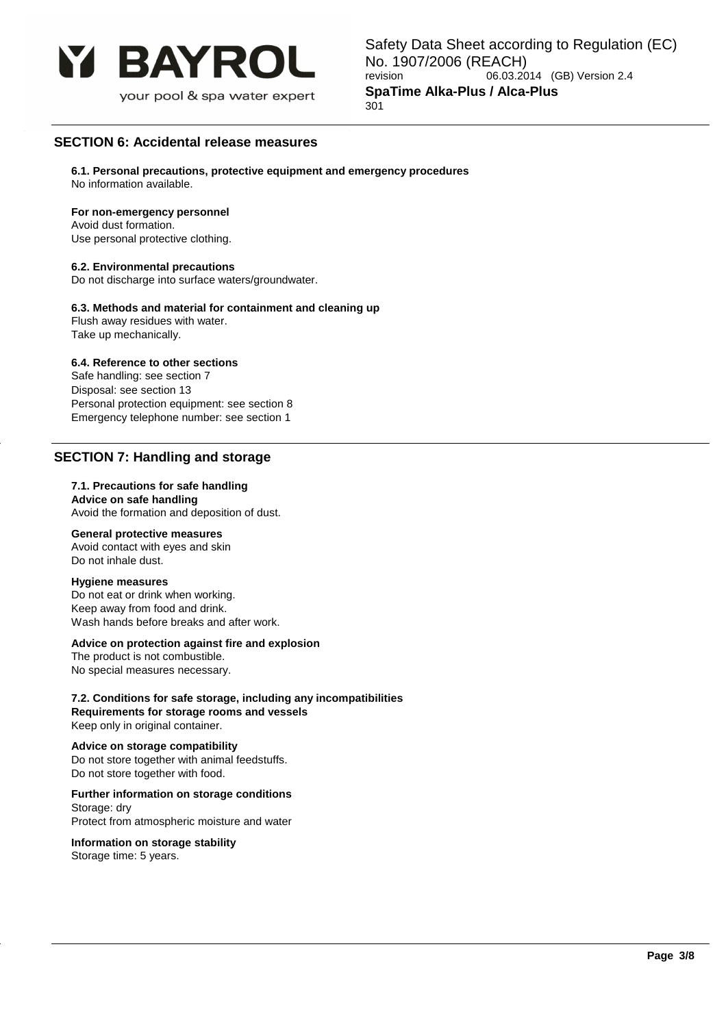## SECTION 6: Accidental release measures

**6.1. Personal precautions, protective equipment and emergency procedures**
No information available.

**For non-emergency personnel**
Avoid dust formation.
Use personal protective clothing.

**6.2. Environmental precautions**
Do not discharge into surface waters/groundwater.

**6.3. Methods and material for containment and cleaning up**
Flush away residues with water.
Take up mechanically.

**6.4. Reference to other sections**
Safe handling: see section 7
Disposal: see section 13
Personal protection equipment: see section 8
Emergency telephone number: see section 1

## SECTION 7: Handling and storage

**7.1. Precautions for safe handling**
**Advice on safe handling**
Avoid the formation and deposition of dust.

**General protective measures**
Avoid contact with eyes and skin
Do not inhale dust.

**Hygiene measures**
Do not eat or drink when working.
Keep away from food and drink.
Wash hands before breaks and after work.

**Advice on protection against fire and explosion**
The product is not combustible.
No special measures necessary.

**7.2. Conditions for safe storage, including any incompatibilities**
**Requirements for storage rooms and vessels**
Keep only in original container.

**Advice on storage compatibility**
Do not store together with animal feedstuffs.
Do not store together with food.

**Further information on storage conditions**
Storage: dry
Protect from atmospheric moisture and water

**Information on storage stability**
Storage time: 5 years.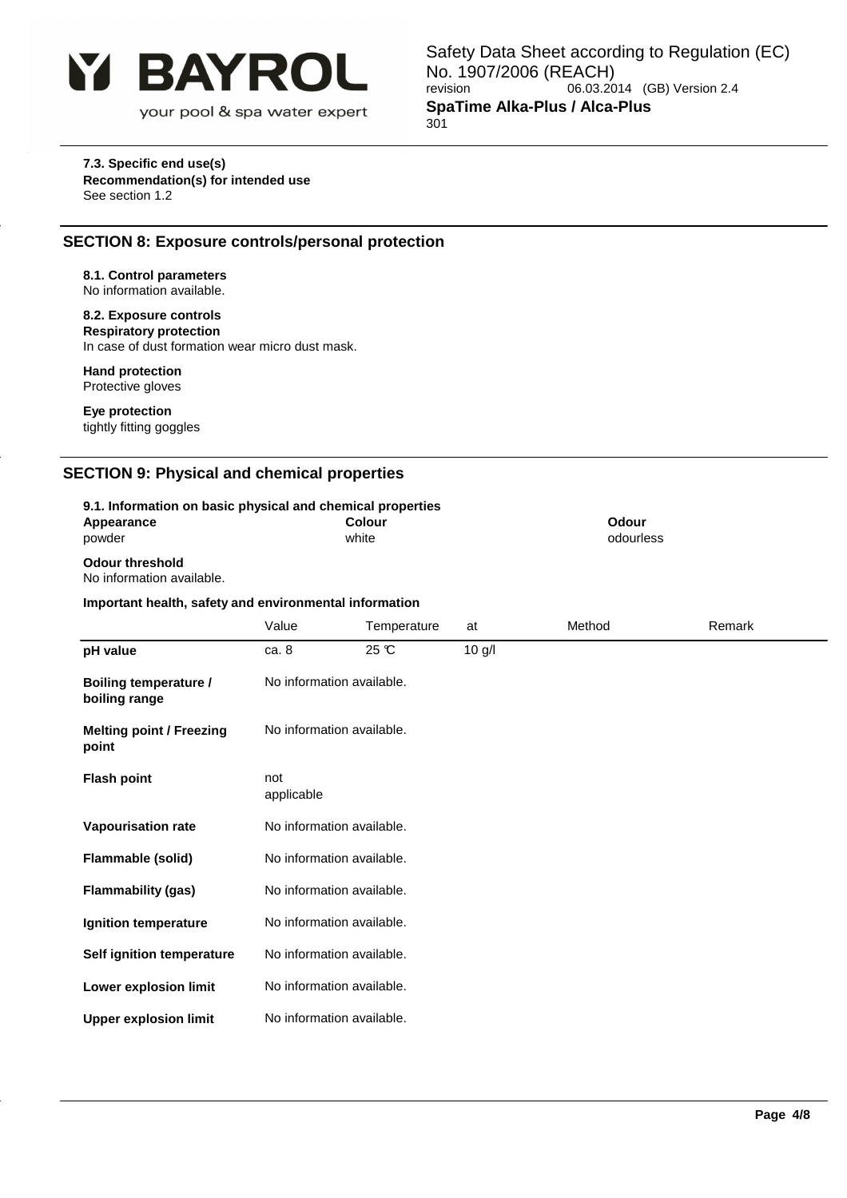**7.3. Specific end use(s)**
**Recommendation(s) for intended use**
See section 1.2

## SECTION 8: Exposure controls/personal protection

**8.1. Control parameters**
No information available.

**8.2. Exposure controls**
**Respiratory protection**
In case of dust formation wear micro dust mask.

**Hand protection**
Protective gloves

**Eye protection**
tightly fitting goggles

## SECTION 9: Physical and chemical properties

**9.1. Information on basic physical and chemical properties**

| Appearance | Colour | Odour |
|---|---|---|
| powder | white | odourless |

**Odour threshold**
No information available.

**Important health, safety and environmental information**

| | Value | Temperature | at | Method | Remark |
|---|---|---|---|---|---|
| **pH value** | ca. 8 | 25 ℃ | 10 g/l | | |
| **Boiling temperature / boiling range** | No information available. | | | | |
| **Melting point / Freezing point** | No information available. | | | | |
| **Flash point** | not applicable | | | | |
| **Vapourisation rate** | No information available. | | | | |
| **Flammable (solid)** | No information available. | | | | |
| **Flammability (gas)** | No information available. | | | | |
| **Ignition temperature** | No information available. | | | | |
| **Self ignition temperature** | No information available. | | | | |
| **Lower explosion limit** | No information available. | | | | |
| **Upper explosion limit** | No information available. | | | | |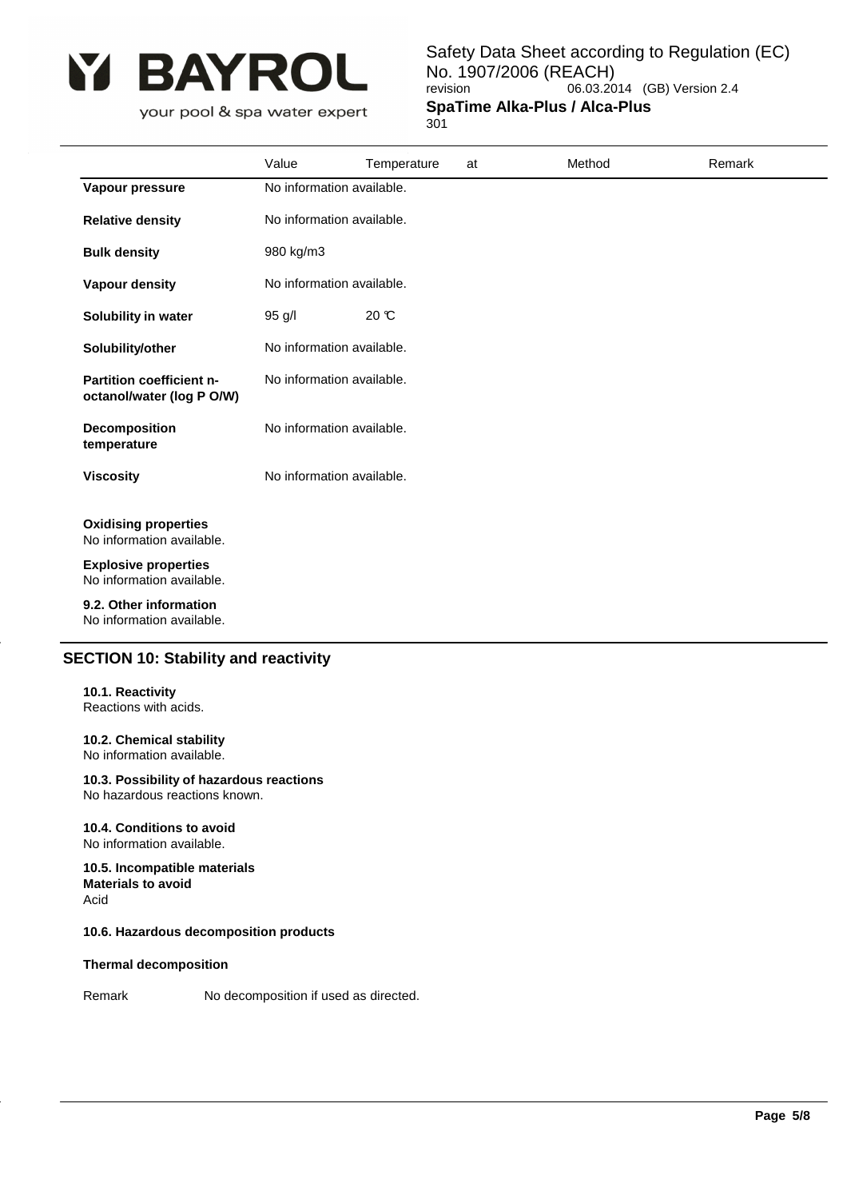| | Value | Temperature | at | Method | Remark |
|---|---|---|---|---|---|
| **Vapour pressure** | No information available. | | | | |
| **Relative density** | No information available. | | | | |
| **Bulk density** | 980 kg/m3 | | | | |
| **Vapour density** | No information available. | | | | |
| **Solubility in water** | 95 g/l | 20 °C | | | |
| **Solubility/other** | No information available. | | | | |
| **Partition coefficient n-octanol/water (log P O/W)** | No information available. | | | | |
| **Decomposition temperature** | No information available. | | | | |
| **Viscosity** | No information available. | | | | |

**Oxidising properties**
No information available.

**Explosive properties**
No information available.

**9.2. Other information**
No information available.

## SECTION 10: Stability and reactivity

**10.1. Reactivity**
Reactions with acids.

**10.2. Chemical stability**
No information available.

**10.3. Possibility of hazardous reactions**
No hazardous reactions known.

**10.4. Conditions to avoid**
No information available.

**10.5. Incompatible materials**
**Materials to avoid**
Acid

**10.6. Hazardous decomposition products**

**Thermal decomposition**

Remark No decomposition if used as directed.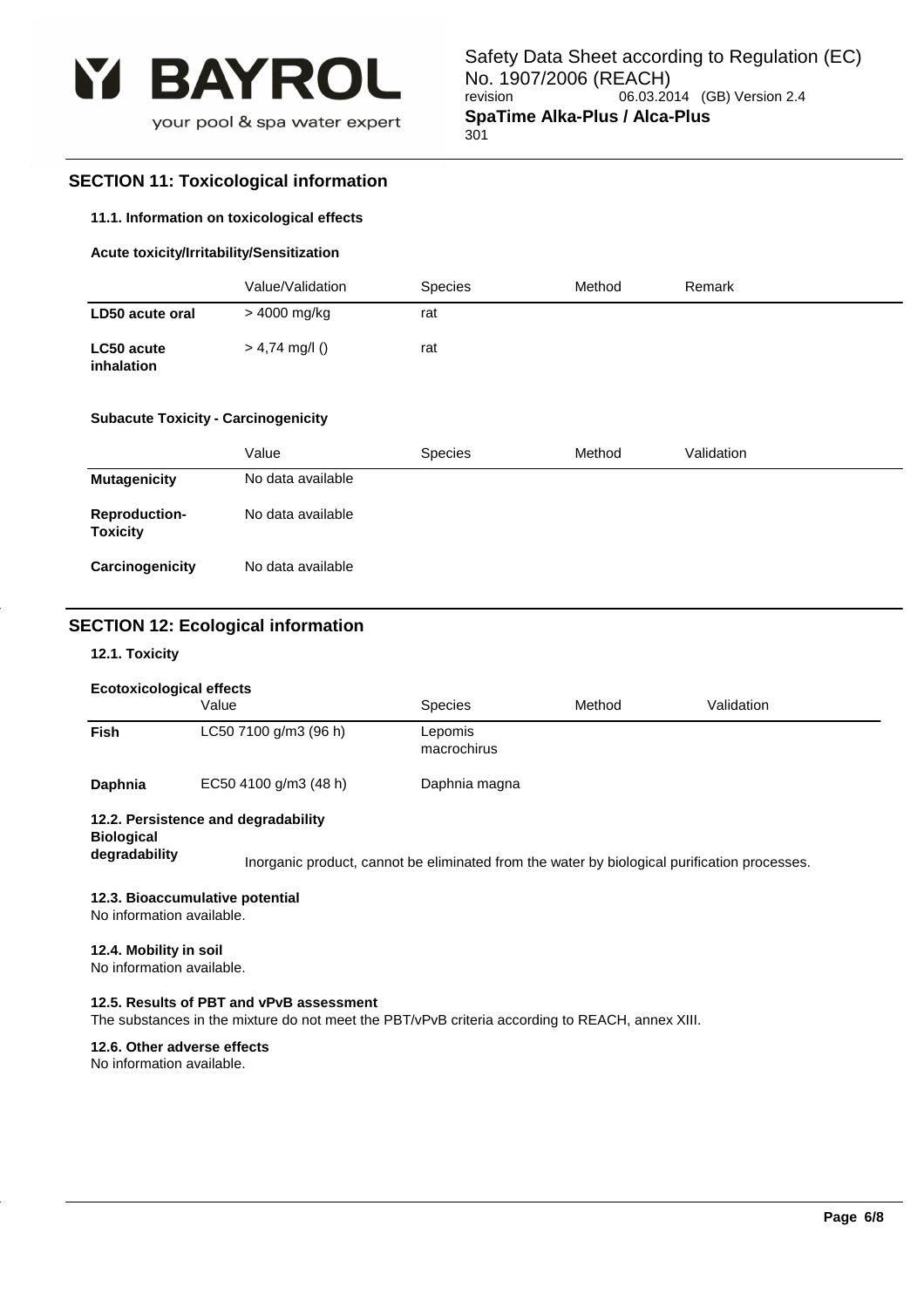## SECTION 11: Toxicological information

### 11.1. Information on toxicological effects

**Acute toxicity/Irritability/Sensitization**

| | Value/Validation | Species | Method | Remark |
|---|---|---|---|---|
| **LD50 acute oral** | > 4000 mg/kg | rat | | |
| **LC50 acute inhalation** | > 4,74 mg/l () | rat | | |

**Subacute Toxicity - Carcinogenicity**

| | Value | Species | Method | Validation |
|---|---|---|---|---|
| **Mutagenicity** | No data available | | | |
| **Reproduction-Toxicity** | No data available | | | |
| **Carcinogenicity** | No data available | | | |

## SECTION 12: Ecological information

### 12.1. Toxicity

**Ecotoxicological effects**

| | Value | Species | Method | Validation |
|---|---|---|---|---|
| **Fish** | LC50 7100 g/m3 (96 h) | Lepomis macrochirus | | |
| **Daphnia** | EC50 4100 g/m3 (48 h) | Daphnia magna | | |

### 12.2. Persistence and degradability

**Biological degradability**

Inorganic product, cannot be eliminated from the water by biological purification processes.

### 12.3. Bioaccumulative potential

No information available.

### 12.4. Mobility in soil

No information available.

### 12.5. Results of PBT and vPvB assessment

The substances in the mixture do not meet the PBT/vPvB criteria according to REACH, annex XIII.

### 12.6. Other adverse effects

No information available.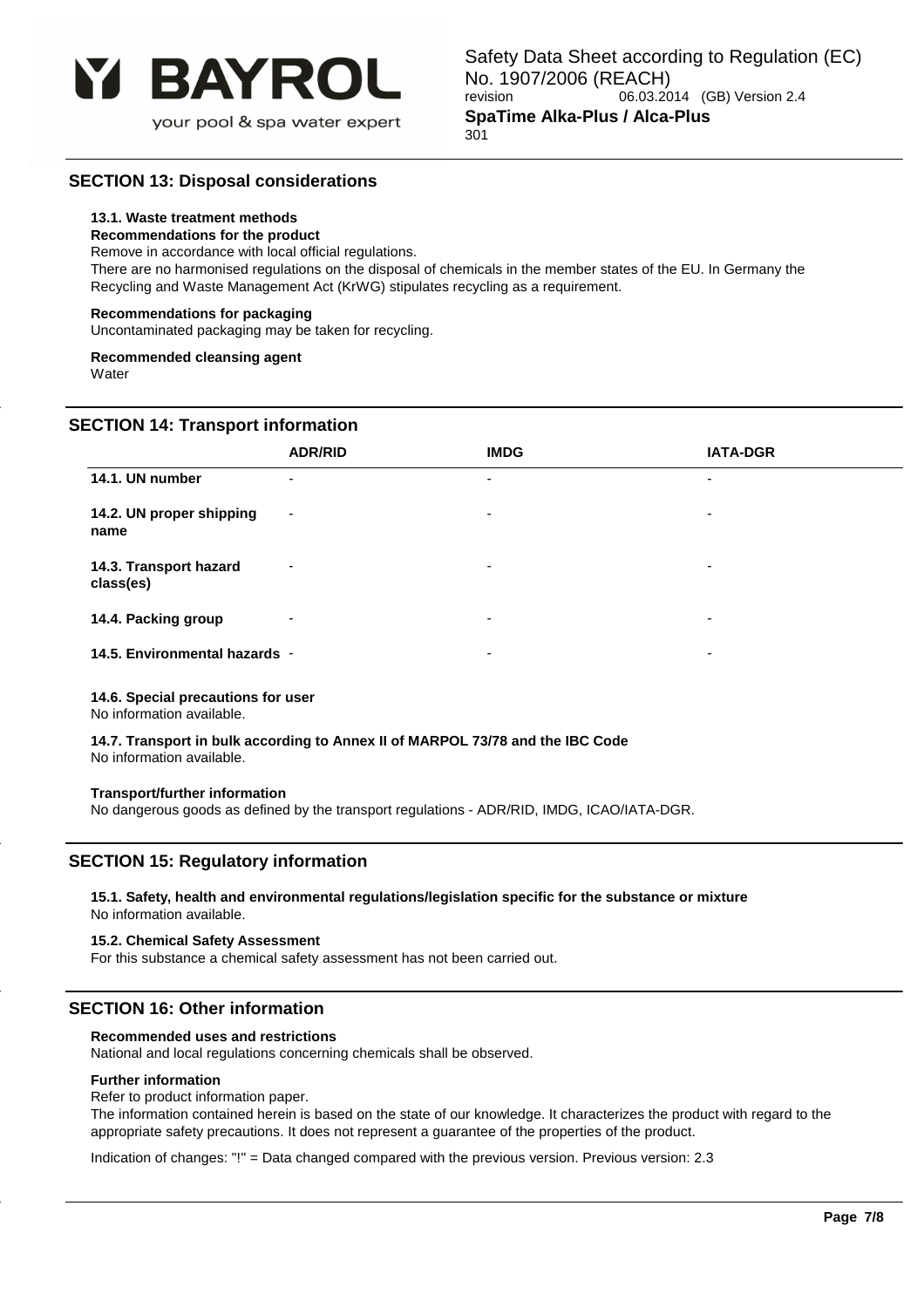## SECTION 13: Disposal considerations

### 13.1. Waste treatment methods

**Recommendations for the product**

Remove in accordance with local official regulations.

There are no harmonised regulations on the disposal of chemicals in the member states of the EU. In Germany the Recycling and Waste Management Act (KrWG) stipulates recycling as a requirement.

**Recommendations for packaging**

Uncontaminated packaging may be taken for recycling.

**Recommended cleansing agent**

Water

## SECTION 14: Transport information

| | ADR/RID | IMDG | IATA-DGR |
|---|---|---|---|
| **14.1. UN number** | - | - | - |
| **14.2. UN proper shipping name** | - | - | - |
| **14.3. Transport hazard class(es)** | - | - | - |
| **14.4. Packing group** | - | - | - |
| **14.5. Environmental hazards** | - | - | - |

**14.6. Special precautions for user**

No information available.

**14.7. Transport in bulk according to Annex II of MARPOL 73/78 and the IBC Code**

No information available.

**Transport/further information**

No dangerous goods as defined by the transport regulations - ADR/RID, IMDG, ICAO/IATA-DGR.

## SECTION 15: Regulatory information

**15.1. Safety, health and environmental regulations/legislation specific for the substance or mixture**

No information available.

**15.2. Chemical Safety Assessment**

For this substance a chemical safety assessment has not been carried out.

## SECTION 16: Other information

**Recommended uses and restrictions**

National and local regulations concerning chemicals shall be observed.

**Further information**

Refer to product information paper.

The information contained herein is based on the state of our knowledge. It characterizes the product with regard to the appropriate safety precautions. It does not represent a guarantee of the properties of the product.

Indication of changes: "!" = Data changed compared with the previous version. Previous version: 2.3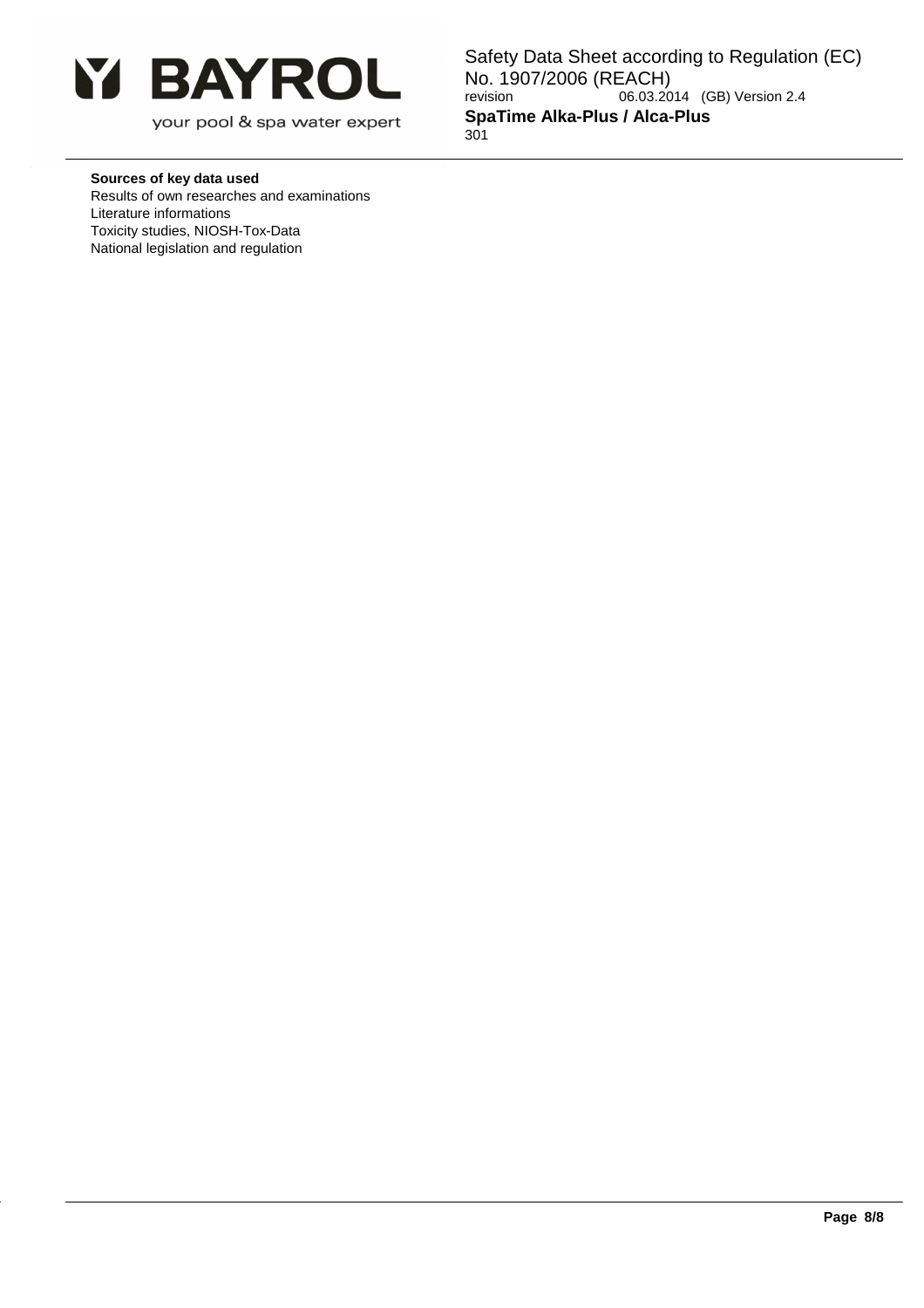**Sources of key data used**

Results of own researches and examinations
Literature informations
Toxicity studies, NIOSH-Tox-Data
National legislation and regulation